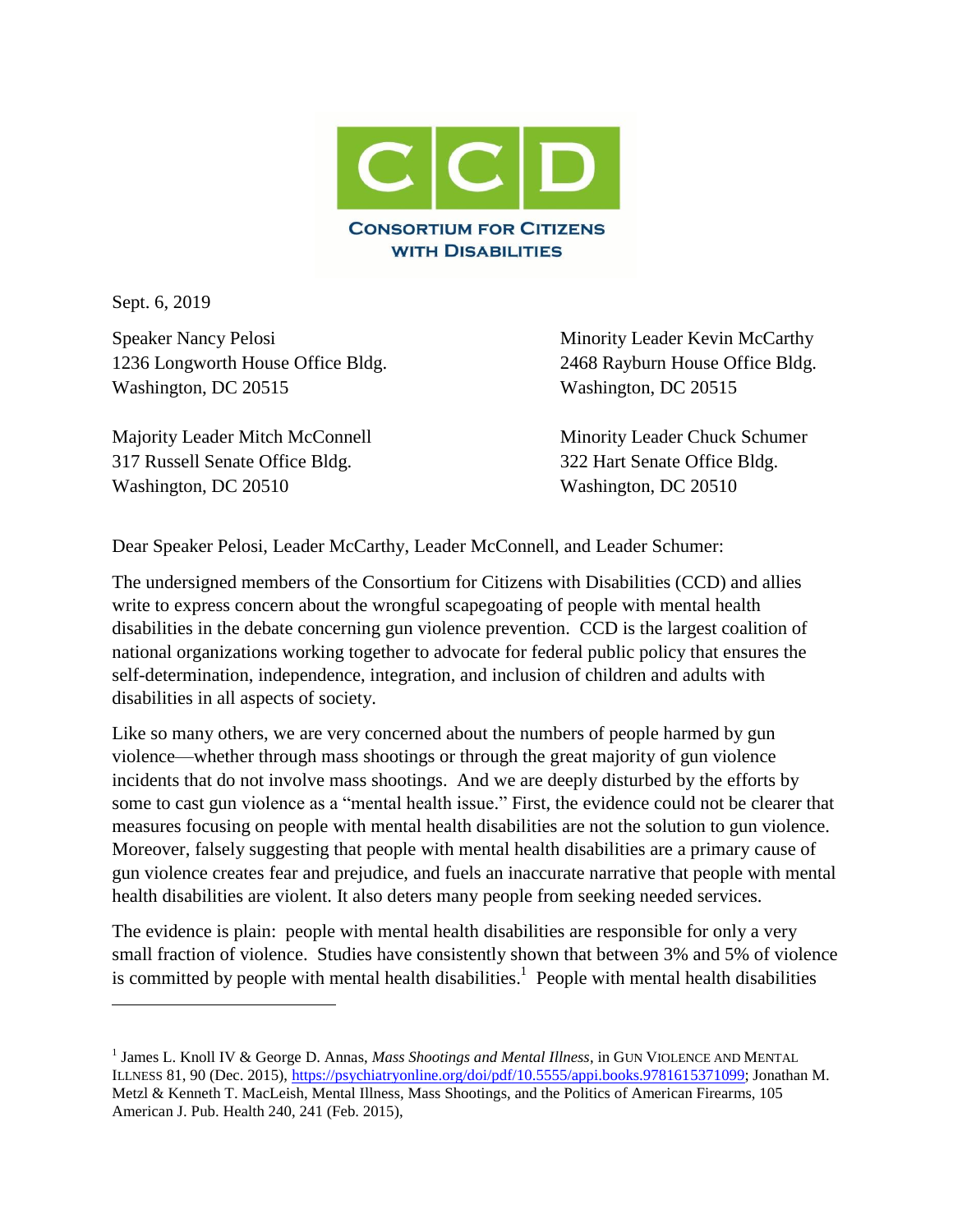CCD

CONSORTIUM FOR CITIZENS WITH DISABILITIES

Sept. 6, 2019

Speaker Nancy Pelosi
1236 Longworth House Office Bldg.
Washington, DC 20515

Minority Leader Kevin McCarthy
2468 Rayburn House Office Bldg.
Washington, DC 20515

Majority Leader Mitch McConnell
317 Russell Senate Office Bldg.
Washington, DC 20510

Minority Leader Chuck Schumer
322 Hart Senate Office Bldg.
Washington, DC 20510

Dear Speaker Pelosi, Leader McCarthy, Leader McConnell, and Leader Schumer:

The undersigned members of the Consortium for Citizens with Disabilities (CCD) and allies write to express concern about the wrongful scapegoating of people with mental health disabilities in the debate concerning gun violence prevention. CCD is the largest coalition of national organizations working together to advocate for federal public policy that ensures the self-determination, independence, integration, and inclusion of children and adults with disabilities in all aspects of society.

Like so many others, we are very concerned about the numbers of people harmed by gun violence—whether through mass shootings or through the great majority of gun violence incidents that do not involve mass shootings. And we are deeply disturbed by the efforts by some to cast gun violence as a "mental health issue." First, the evidence could not be clearer that measures focusing on people with mental health disabilities are not the solution to gun violence. Moreover, falsely suggesting that people with mental health disabilities are a primary cause of gun violence creates fear and prejudice, and fuels an inaccurate narrative that people with mental health disabilities are violent. It also deters many people from seeking needed services.

The evidence is plain: people with mental health disabilities are responsible for only a very small fraction of violence. Studies have consistently shown that between 3% and 5% of violence is committed by people with mental health disabilities.[1] People with mental health disabilities

---

[1] James L. Knoll IV & George D. Annas, *Mass Shootings and Mental Illness*, in GUN VIOLENCE AND MENTAL ILLNESS 81, 90 (Dec. 2015), https://psychiatryonline.org/doi/pdf/10.5555/appi.books.9781615371099; Jonathan M. Metzl & Kenneth T. MacLeish, Mental Illness, Mass Shootings, and the Politics of American Firearms, 105 American J. Pub. Health 240, 241 (Feb. 2015),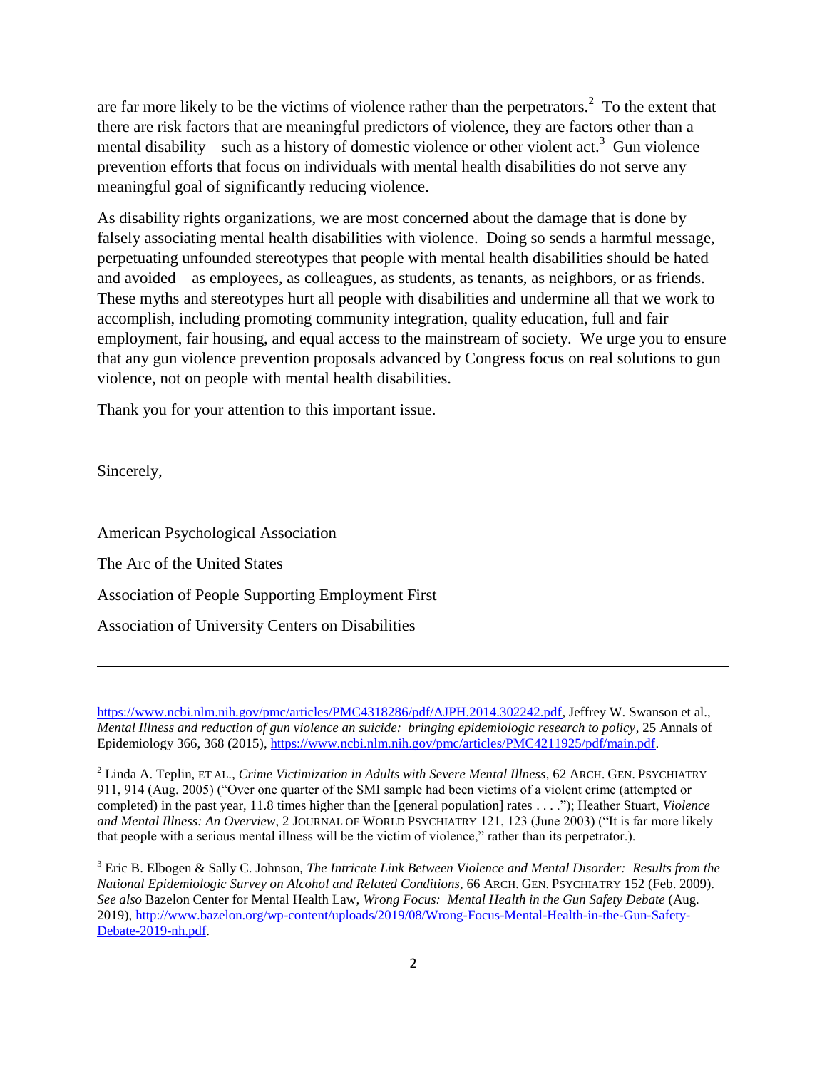are far more likely to be the victims of violence rather than the perpetrators.[2] To the extent that there are risk factors that are meaningful predictors of violence, they are factors other than a mental disability—such as a history of domestic violence or other violent act.[3] Gun violence prevention efforts that focus on individuals with mental health disabilities do not serve any meaningful goal of significantly reducing violence.

As disability rights organizations, we are most concerned about the damage that is done by falsely associating mental health disabilities with violence. Doing so sends a harmful message, perpetuating unfounded stereotypes that people with mental health disabilities should be hated and avoided—as employees, as colleagues, as students, as tenants, as neighbors, or as friends. These myths and stereotypes hurt all people with disabilities and undermine all that we work to accomplish, including promoting community integration, quality education, full and fair employment, fair housing, and equal access to the mainstream of society. We urge you to ensure that any gun violence prevention proposals advanced by Congress focus on real solutions to gun violence, not on people with mental health disabilities.

Thank you for your attention to this important issue.

Sincerely,

American Psychological Association

The Arc of the United States

Association of People Supporting Employment First

Association of University Centers on Disabilities

---

https://www.ncbi.nlm.nih.gov/pmc/articles/PMC4318286/pdf/AJPH.2014.302242.pdf, Jeffrey W. Swanson et al., *Mental Illness and reduction of gun violence an suicide: bringing epidemiologic research to policy*, 25 Annals of Epidemiology 366, 368 (2015), https://www.ncbi.nlm.nih.gov/pmc/articles/PMC4211925/pdf/main.pdf.

[2] Linda A. Teplin, ET AL., *Crime Victimization in Adults with Severe Mental Illness*, 62 ARCH. GEN. PSYCHIATRY 911, 914 (Aug. 2005) ("Over one quarter of the SMI sample had been victims of a violent crime (attempted or completed) in the past year, 11.8 times higher than the [general population] rates . . . ."); Heather Stuart, *Violence and Mental Illness: An Overview*, 2 JOURNAL OF WORLD PSYCHIATRY 121, 123 (June 2003) ("It is far more likely that people with a serious mental illness will be the victim of violence," rather than its perpetrator.).

[3] Eric B. Elbogen & Sally C. Johnson, *The Intricate Link Between Violence and Mental Disorder: Results from the National Epidemiologic Survey on Alcohol and Related Conditions*, 66 ARCH. GEN. PSYCHIATRY 152 (Feb. 2009). *See also* Bazelon Center for Mental Health Law, *Wrong Focus: Mental Health in the Gun Safety Debate* (Aug. 2019), http://www.bazelon.org/wp-content/uploads/2019/08/Wrong-Focus-Mental-Health-in-the-Gun-Safety-Debate-2019-nh.pdf.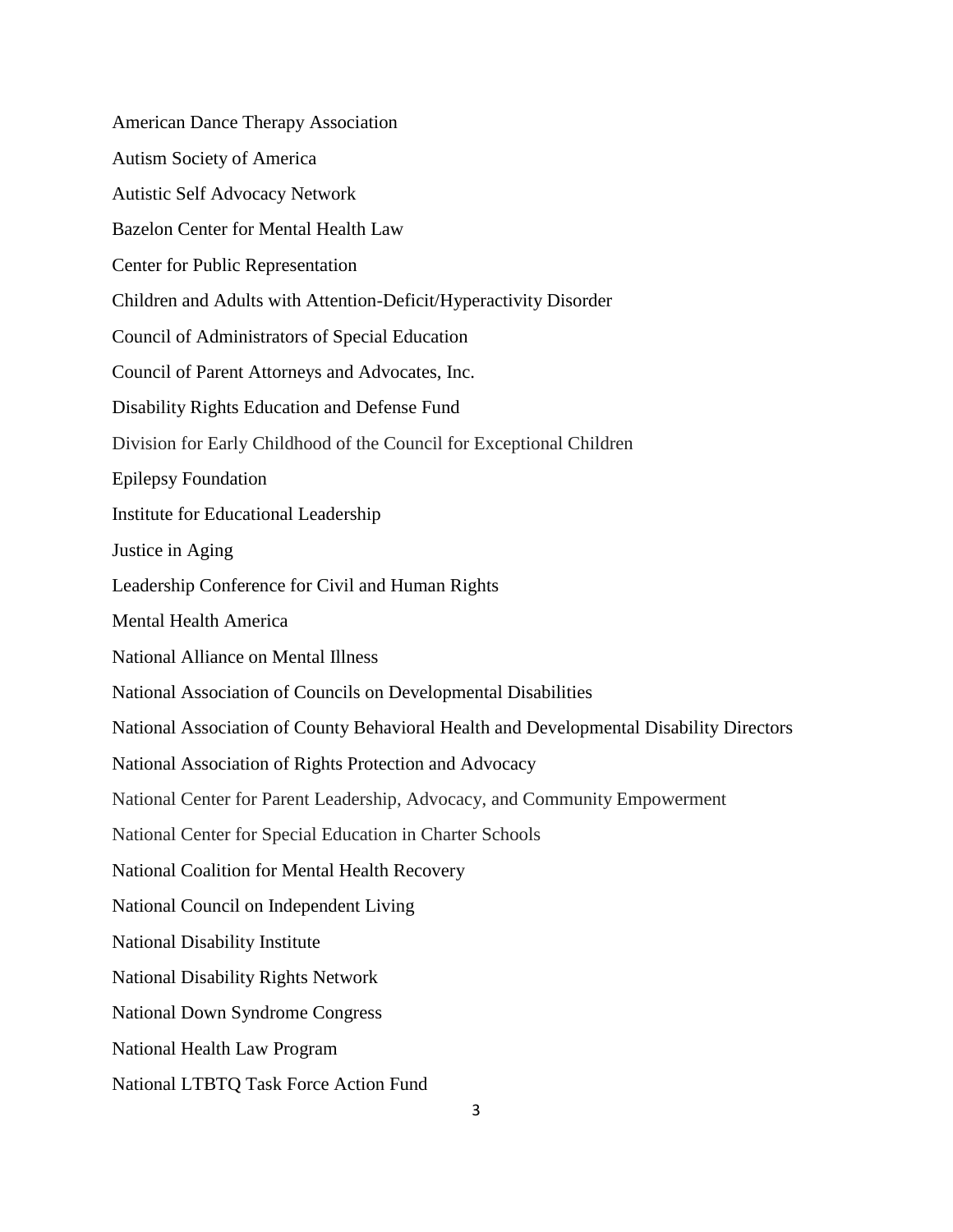American Dance Therapy Association

Autism Society of America

Autistic Self Advocacy Network

Bazelon Center for Mental Health Law

Center for Public Representation

Children and Adults with Attention-Deficit/Hyperactivity Disorder

Council of Administrators of Special Education

Council of Parent Attorneys and Advocates, Inc.

Disability Rights Education and Defense Fund

Division for Early Childhood of the Council for Exceptional Children

Epilepsy Foundation

Institute for Educational Leadership

Justice in Aging

Leadership Conference for Civil and Human Rights

Mental Health America

National Alliance on Mental Illness

National Association of Councils on Developmental Disabilities

National Association of County Behavioral Health and Developmental Disability Directors

National Association of Rights Protection and Advocacy

National Center for Parent Leadership, Advocacy, and Community Empowerment

National Center for Special Education in Charter Schools

National Coalition for Mental Health Recovery

National Council on Independent Living

National Disability Institute

National Disability Rights Network

National Down Syndrome Congress

National Health Law Program

National LTBTQ Task Force Action Fund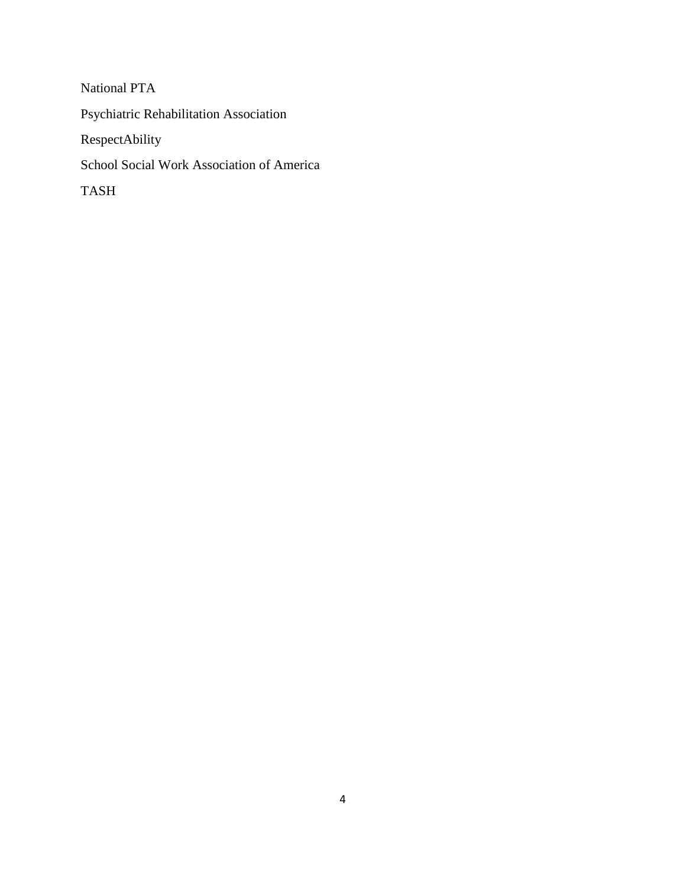National PTA

Psychiatric Rehabilitation Association

RespectAbility

School Social Work Association of America

TASH